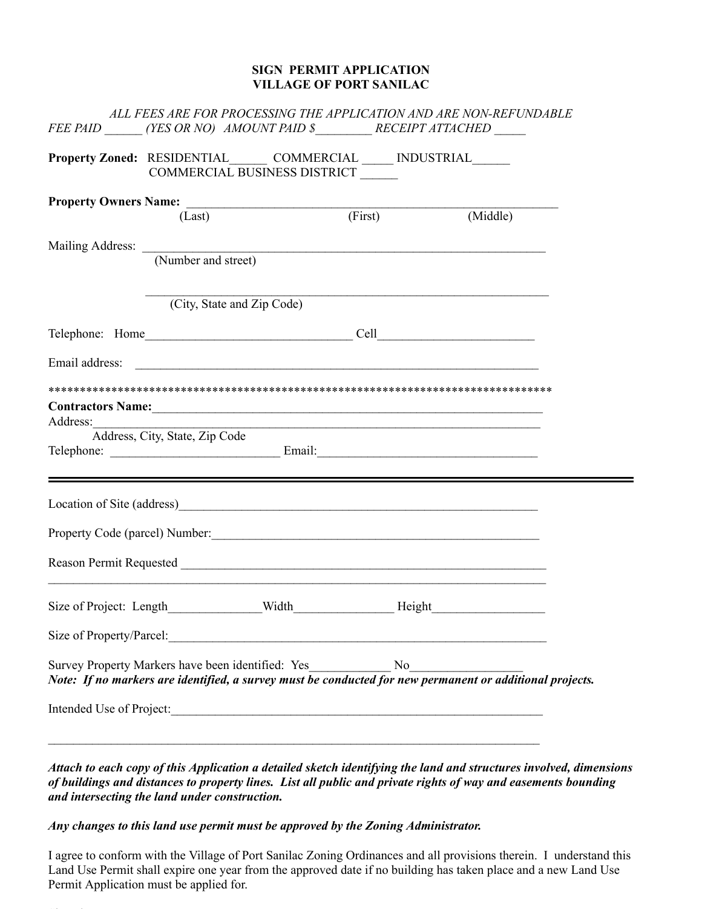**SIGN PERMIT APPLICATION**
**VILLAGE OF PORT SANILAC**

*ALL FEES ARE FOR PROCESSING THE APPLICATION AND ARE NON-REFUNDABLE*
*FEE PAID ______ (YES OR NO) AMOUNT PAID $_________ RECEIPT ATTACHED _____*

**Property Zoned:** RESIDENTIAL______ COMMERCIAL _____ INDUSTRIAL______
COMMERCIAL BUSINESS DISTRICT ______

**Property Owners Name:** ______________________________________________________________
(Last) (First) (Middle)

Mailing Address: ____________________________________________________________________
(Number and street)

____________________________________________________________________
(City, State and Zip Code)

Telephone: Home__________________________________ Cell_________________________

Email address: ____________________________________________________________________

*******************************************************************************

**Contractors Name:**_________________________________________________________________
Address:__________________________________________________________________________
Address, City, State, Zip Code
Telephone: ___________________________ Email:___________________________________

---

Location of Site (address)____________________________________________________________

Property Code (parcel) Number:_________________________________________________________

Reason Permit Requested _____________________________________________________________
_________________________________________________________________________________

Size of Project: Length_______________Width________________ Height__________________

Size of Property/Parcel:_______________________________________________________________

Survey Property Markers have been identified: Yes_____________ No__________________
***Note: If no markers are identified, a survey must be conducted for new permanent or additional projects.***

Intended Use of Project:_______________________________________________________________

_________________________________________________________________________________

***Attach to each copy of this Application a detailed sketch identifying the land and structures involved, dimensions of buildings and distances to property lines. List all public and private rights of way and easements bounding and intersecting the land under construction.***

***Any changes to this land use permit must be approved by the Zoning Administrator.***

I agree to conform with the Village of Port Sanilac Zoning Ordinances and all provisions therein. I understand this Land Use Permit shall expire one year from the approved date if no building has taken place and a new Land Use Permit Application must be applied for.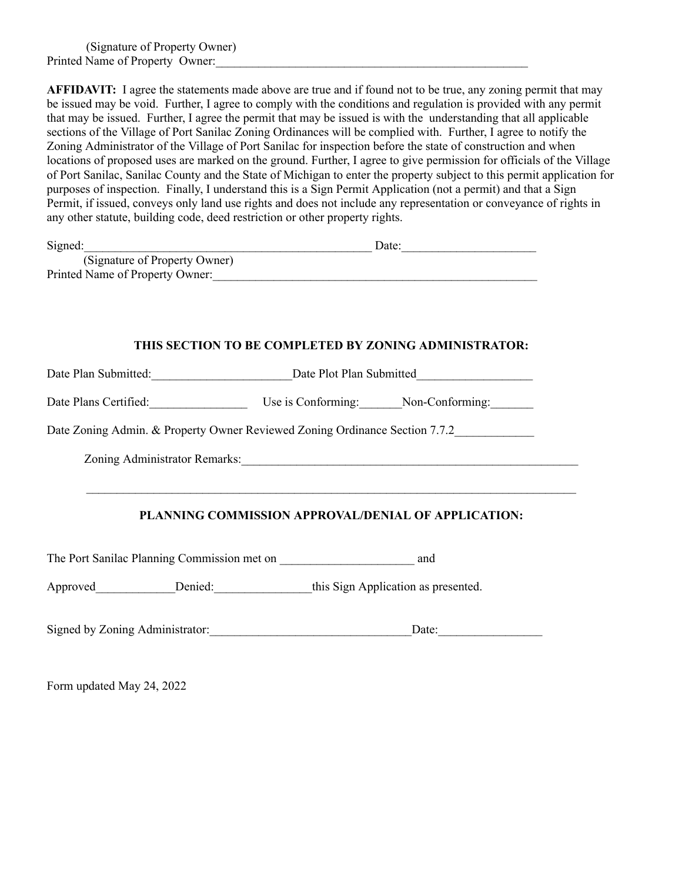(Signature of Property Owner)
Printed Name of Property Owner:_______________________________________________________

**AFFIDAVIT:** I agree the statements made above are true and if found not to be true, any zoning permit that may be issued may be void. Further, I agree to comply with the conditions and regulation is provided with any permit that may be issued. Further, I agree the permit that may be issued is with the understanding that all applicable sections of the Village of Port Sanilac Zoning Ordinances will be complied with. Further, I agree to notify the Zoning Administrator of the Village of Port Sanilac for inspection before the state of construction and when locations of proposed uses are marked on the ground. Further, I agree to give permission for officials of the Village of Port Sanilac, Sanilac County and the State of Michigan to enter the property subject to this permit application for purposes of inspection. Finally, I understand this is a Sign Permit Application (not a permit) and that a Sign Permit, if issued, conveys only land use rights and does not include any representation or conveyance of rights in any other statute, building code, deed restriction or other property rights.

Signed:________________________________________________ Date:______________________
(Signature of Property Owner)
Printed Name of Property Owner:_______________________________________________________

**THIS SECTION TO BE COMPLETED BY ZONING ADMINISTRATOR:**

Date Plan Submitted:_______________________Date Plot Plan Submitted___________________

Date Plans Certified:________________ Use is Conforming:_______Non-Conforming:_______

Date Zoning Admin. & Property Owner Reviewed Zoning Ordinance Section 7.7.2_____________

Zoning Administrator Remarks:_________________________________________________________

_____________________________________________________________________________________

**PLANNING COMMISSION APPROVAL/DENIAL OF APPLICATION:**

The Port Sanilac Planning Commission met on ______________________ and

Approved_____________Denied:________________this Sign Application as presented.

Signed by Zoning Administrator:_________________________________Date:_________________

Form updated May 24, 2022